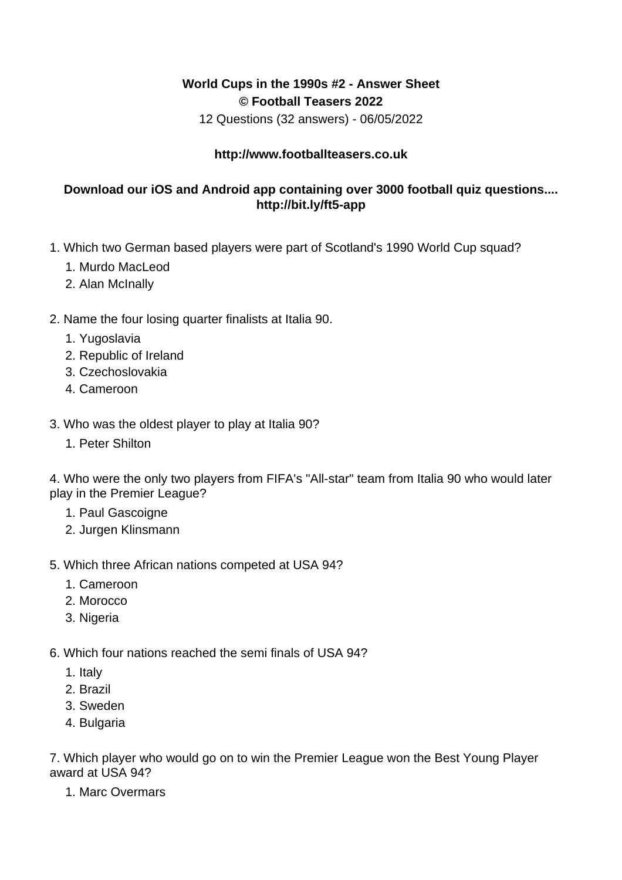**World Cups in the 1990s #2 - Answer Sheet**
**© Football Teasers 2022**
12 Questions (32 answers) - 06/05/2022

**http://www.footballteasers.co.uk**

**Download our iOS and Android app containing over 3000 football quiz questions.... http://bit.ly/ft5-app**

1. Which two German based players were part of Scotland's 1990 World Cup squad?
    1. Murdo MacLeod
    2. Alan McInally

2. Name the four losing quarter finalists at Italia 90.
    1. Yugoslavia
    2. Republic of Ireland
    3. Czechoslovakia
    4. Cameroon

3. Who was the oldest player to play at Italia 90?
    1. Peter Shilton

4. Who were the only two players from FIFA's "All-star" team from Italia 90 who would later play in the Premier League?
    1. Paul Gascoigne
    2. Jurgen Klinsmann

5. Which three African nations competed at USA 94?
    1. Cameroon
    2. Morocco
    3. Nigeria

6. Which four nations reached the semi finals of USA 94?
    1. Italy
    2. Brazil
    3. Sweden
    4. Bulgaria

7. Which player who would go on to win the Premier League won the Best Young Player award at USA 94?
    1. Marc Overmars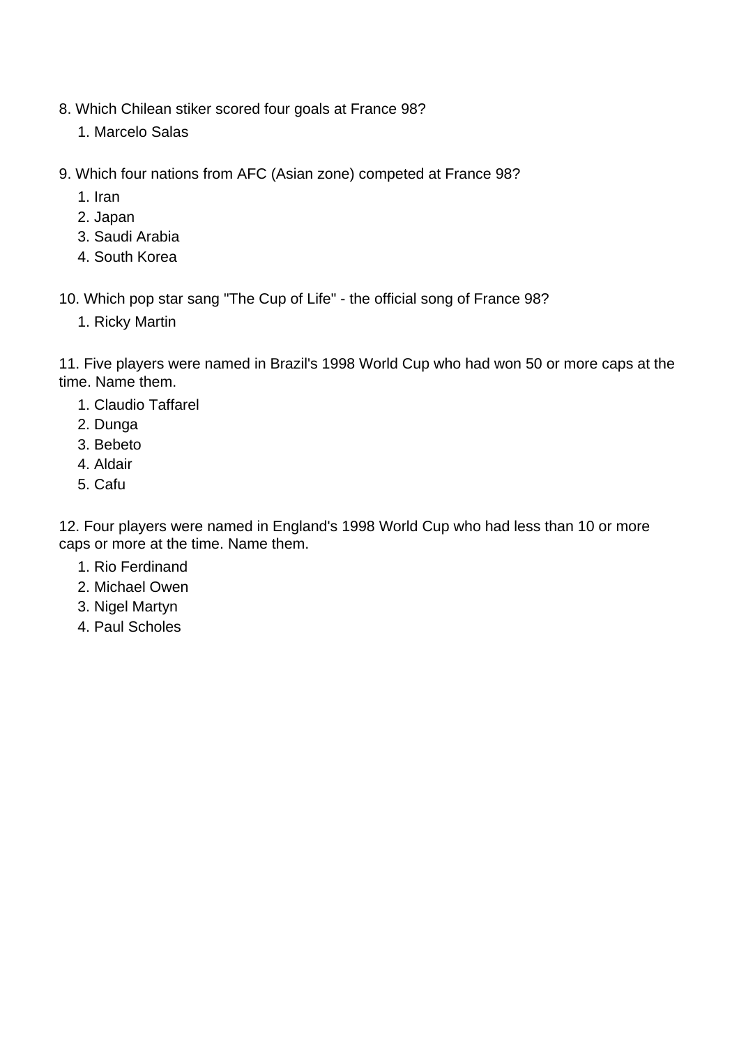8. Which Chilean stiker scored four goals at France 98?

   1. Marcelo Salas

9. Which four nations from AFC (Asian zone) competed at France 98?

   1. Iran
   2. Japan
   3. Saudi Arabia
   4. South Korea

10. Which pop star sang "The Cup of Life" - the official song of France 98?

    1. Ricky Martin

11. Five players were named in Brazil's 1998 World Cup who had won 50 or more caps at the time. Name them.

    1. Claudio Taffarel
    2. Dunga
    3. Bebeto
    4. Aldair
    5. Cafu

12. Four players were named in England's 1998 World Cup who had less than 10 or more caps or more at the time. Name them.

    1. Rio Ferdinand
    2. Michael Owen
    3. Nigel Martyn
    4. Paul Scholes